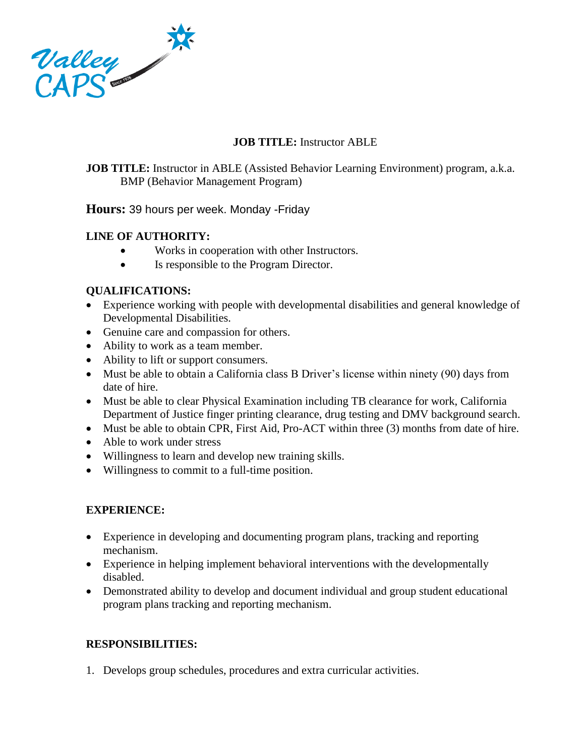**JOB TITLE:** Instructor ABLE

**JOB TITLE:** Instructor in ABLE (Assisted Behavior Learning Environment) program, a.k.a. BMP (Behavior Management Program)

**Hours:** 39 hours per week. Monday -Friday

**LINE OF AUTHORITY:**

- Works in cooperation with other Instructors.
- Is responsible to the Program Director.

**QUALIFICATIONS:**

- Experience working with people with developmental disabilities and general knowledge of Developmental Disabilities.
- Genuine care and compassion for others.
- Ability to work as a team member.
- Ability to lift or support consumers.
- Must be able to obtain a California class B Driver's license within ninety (90) days from date of hire.
- Must be able to clear Physical Examination including TB clearance for work, California Department of Justice finger printing clearance, drug testing and DMV background search.
- Must be able to obtain CPR, First Aid, Pro-ACT within three (3) months from date of hire.
- Able to work under stress
- Willingness to learn and develop new training skills.
- Willingness to commit to a full-time position.

**EXPERIENCE:**

- Experience in developing and documenting program plans, tracking and reporting mechanism.
- Experience in helping implement behavioral interventions with the developmentally disabled.
- Demonstrated ability to develop and document individual and group student educational program plans tracking and reporting mechanism.

**RESPONSIBILITIES:**

1. Develops group schedules, procedures and extra curricular activities.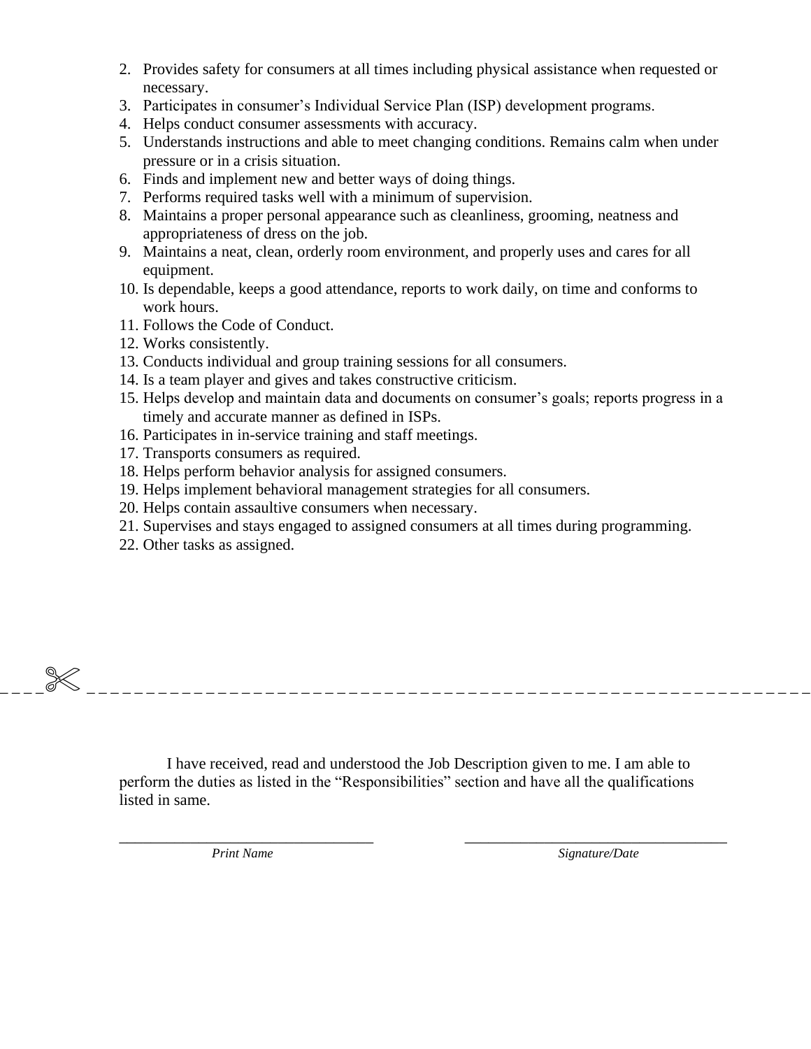2. Provides safety for consumers at all times including physical assistance when requested or necessary.
3. Participates in consumer's Individual Service Plan (ISP) development programs.
4. Helps conduct consumer assessments with accuracy.
5. Understands instructions and able to meet changing conditions. Remains calm when under pressure or in a crisis situation.
6. Finds and implement new and better ways of doing things.
7. Performs required tasks well with a minimum of supervision.
8. Maintains a proper personal appearance such as cleanliness, grooming, neatness and appropriateness of dress on the job.
9. Maintains a neat, clean, orderly room environment, and properly uses and cares for all equipment.
10. Is dependable, keeps a good attendance, reports to work daily, on time and conforms to work hours.
11. Follows the Code of Conduct.
12. Works consistently.
13. Conducts individual and group training sessions for all consumers.
14. Is a team player and gives and takes constructive criticism.
15. Helps develop and maintain data and documents on consumer's goals; reports progress in a timely and accurate manner as defined in ISPs.
16. Participates in in-service training and staff meetings.
17. Transports consumers as required.
18. Helps perform behavior analysis for assigned consumers.
19. Helps implement behavioral management strategies for all consumers.
20. Helps contain assaultive consumers when necessary.
21. Supervises and stays engaged to assigned consumers at all times during programming.
22. Other tasks as assigned.

---

I have received, read and understood the Job Description given to me. I am able to perform the duties as listed in the "Responsibilities" section and have all the qualifications listed in same.

_________________________________ _________________________________

*Print Name* *Signature/Date*